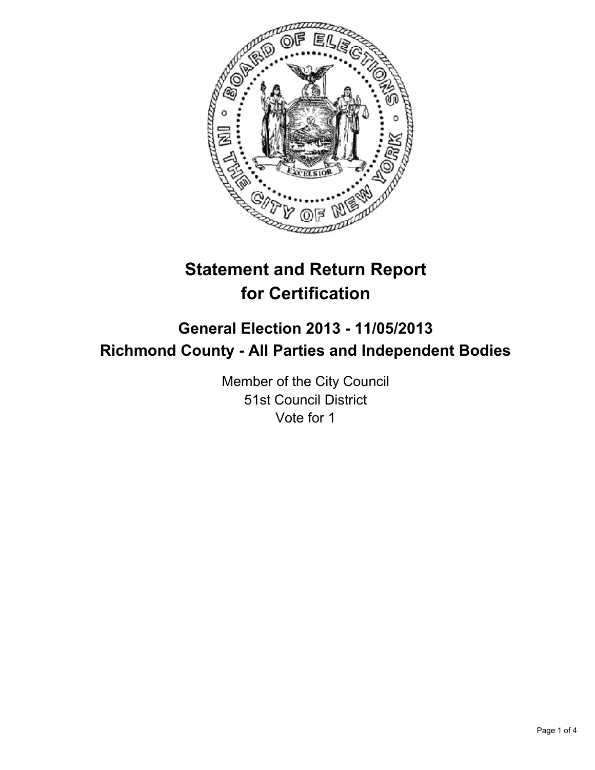# Statement and Return Report for Certification

## General Election 2013 - 11/05/2013
## Richmond County - All Parties and Independent Bodies

Member of the City Council
51st Council District
Vote for 1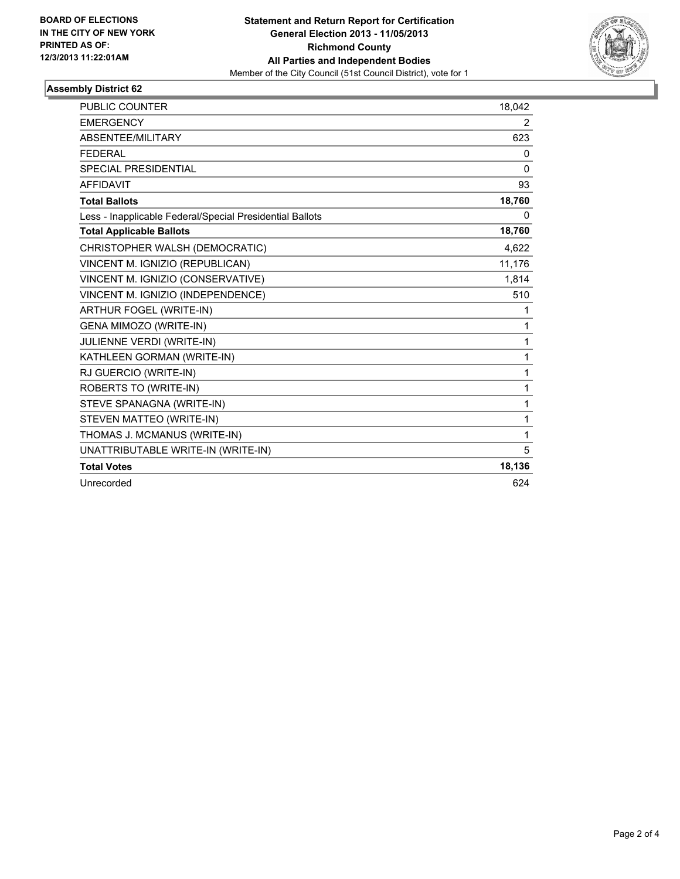**BOARD OF ELECTIONS IN THE CITY OF NEW YORK PRINTED AS OF: 12/3/2013 11:22:01AM**

**Statement and Return Report for Certification**
**General Election 2013 - 11/05/2013**
**Richmond County**
**All Parties and Independent Bodies**
Member of the City Council (51st Council District), vote for 1

## Assembly District 62

| | |
|---|---|
| PUBLIC COUNTER | 18,042 |
| EMERGENCY | 2 |
| ABSENTEE/MILITARY | 623 |
| FEDERAL | 0 |
| SPECIAL PRESIDENTIAL | 0 |
| AFFIDAVIT | 93 |
| **Total Ballots** | **18,760** |
| Less - Inapplicable Federal/Special Presidential Ballots | 0 |
| **Total Applicable Ballots** | **18,760** |
| CHRISTOPHER WALSH (DEMOCRATIC) | 4,622 |
| VINCENT M. IGNIZIO (REPUBLICAN) | 11,176 |
| VINCENT M. IGNIZIO (CONSERVATIVE) | 1,814 |
| VINCENT M. IGNIZIO (INDEPENDENCE) | 510 |
| ARTHUR FOGEL (WRITE-IN) | 1 |
| GENA MIMOZO (WRITE-IN) | 1 |
| JULIENNE VERDI (WRITE-IN) | 1 |
| KATHLEEN GORMAN (WRITE-IN) | 1 |
| RJ GUERCIO (WRITE-IN) | 1 |
| ROBERTS TO (WRITE-IN) | 1 |
| STEVE SPANAGNA (WRITE-IN) | 1 |
| STEVEN MATTEO (WRITE-IN) | 1 |
| THOMAS J. MCMANUS (WRITE-IN) | 1 |
| UNATTRIBUTABLE WRITE-IN (WRITE-IN) | 5 |
| **Total Votes** | **18,136** |
| Unrecorded | 624 |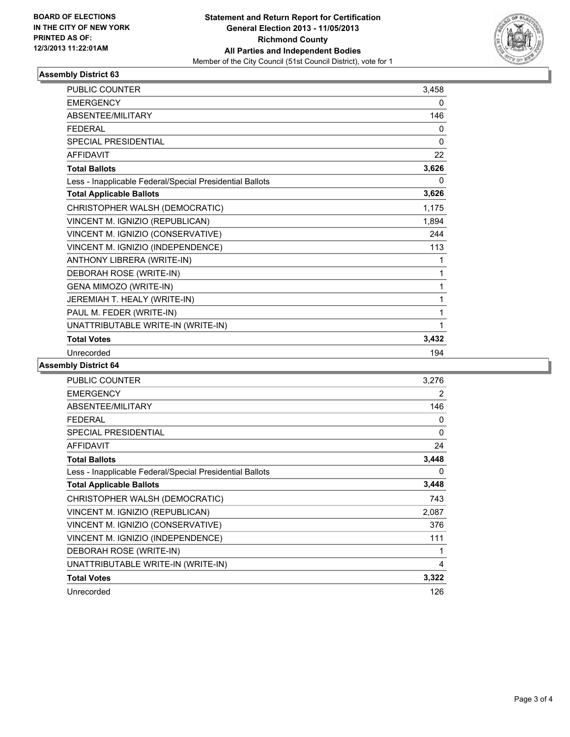**BOARD OF ELECTIONS IN THE CITY OF NEW YORK PRINTED AS OF: 12/3/2013 11:22:01AM**

**Statement and Return Report for Certification**
**General Election 2013 - 11/05/2013**
**Richmond County**
**All Parties and Independent Bodies**
Member of the City Council (51st Council District), vote for 1

### Assembly District 63

| | |
|---|---|
| PUBLIC COUNTER | 3,458 |
| EMERGENCY | 0 |
| ABSENTEE/MILITARY | 146 |
| FEDERAL | 0 |
| SPECIAL PRESIDENTIAL | 0 |
| AFFIDAVIT | 22 |
| **Total Ballots** | **3,626** |
| Less - Inapplicable Federal/Special Presidential Ballots | 0 |
| **Total Applicable Ballots** | **3,626** |
| CHRISTOPHER WALSH (DEMOCRATIC) | 1,175 |
| VINCENT M. IGNIZIO (REPUBLICAN) | 1,894 |
| VINCENT M. IGNIZIO (CONSERVATIVE) | 244 |
| VINCENT M. IGNIZIO (INDEPENDENCE) | 113 |
| ANTHONY LIBRERA (WRITE-IN) | 1 |
| DEBORAH ROSE (WRITE-IN) | 1 |
| GENA MIMOZO (WRITE-IN) | 1 |
| JEREMIAH T. HEALY (WRITE-IN) | 1 |
| PAUL M. FEDER (WRITE-IN) | 1 |
| UNATTRIBUTABLE WRITE-IN (WRITE-IN) | 1 |
| **Total Votes** | **3,432** |
| Unrecorded | 194 |

### Assembly District 64

| | |
|---|---|
| PUBLIC COUNTER | 3,276 |
| EMERGENCY | 2 |
| ABSENTEE/MILITARY | 146 |
| FEDERAL | 0 |
| SPECIAL PRESIDENTIAL | 0 |
| AFFIDAVIT | 24 |
| **Total Ballots** | **3,448** |
| Less - Inapplicable Federal/Special Presidential Ballots | 0 |
| **Total Applicable Ballots** | **3,448** |
| CHRISTOPHER WALSH (DEMOCRATIC) | 743 |
| VINCENT M. IGNIZIO (REPUBLICAN) | 2,087 |
| VINCENT M. IGNIZIO (CONSERVATIVE) | 376 |
| VINCENT M. IGNIZIO (INDEPENDENCE) | 111 |
| DEBORAH ROSE (WRITE-IN) | 1 |
| UNATTRIBUTABLE WRITE-IN (WRITE-IN) | 4 |
| **Total Votes** | **3,322** |
| Unrecorded | 126 |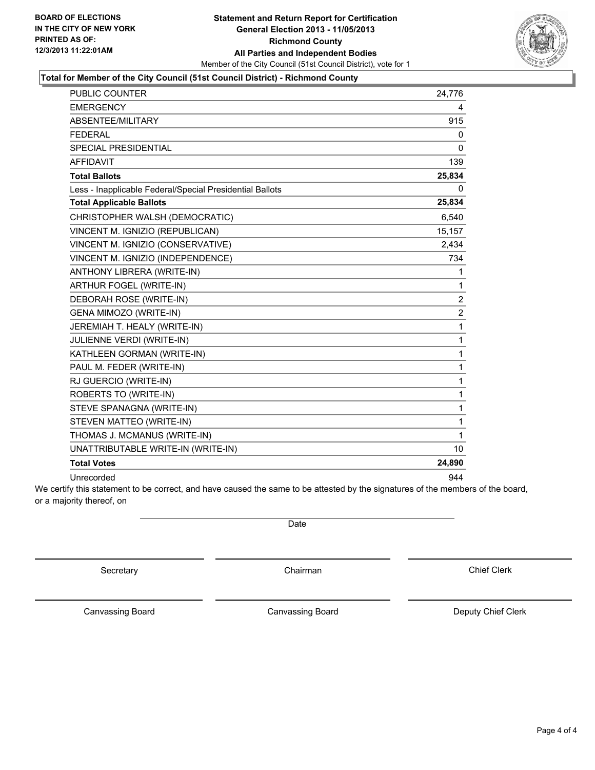BOARD OF ELECTIONS
IN THE CITY OF NEW YORK
PRINTED AS OF:
12/3/2013 11:22:01AM

**Statement and Return Report for Certification**
**General Election 2013 - 11/05/2013**
**Richmond County**
**All Parties and Independent Bodies**
Member of the City Council (51st Council District), vote for 1

**Total for Member of the City Council (51st Council District) - Richmond County**

| | |
|---|---|
| PUBLIC COUNTER | 24,776 |
| EMERGENCY | 4 |
| ABSENTEE/MILITARY | 915 |
| FEDERAL | 0 |
| SPECIAL PRESIDENTIAL | 0 |
| AFFIDAVIT | 139 |
| **Total Ballots** | **25,834** |
| Less - Inapplicable Federal/Special Presidential Ballots | 0 |
| **Total Applicable Ballots** | **25,834** |
| CHRISTOPHER WALSH (DEMOCRATIC) | 6,540 |
| VINCENT M. IGNIZIO (REPUBLICAN) | 15,157 |
| VINCENT M. IGNIZIO (CONSERVATIVE) | 2,434 |
| VINCENT M. IGNIZIO (INDEPENDENCE) | 734 |
| ANTHONY LIBRERA (WRITE-IN) | 1 |
| ARTHUR FOGEL (WRITE-IN) | 1 |
| DEBORAH ROSE (WRITE-IN) | 2 |
| GENA MIMOZO (WRITE-IN) | 2 |
| JEREMIAH T. HEALY (WRITE-IN) | 1 |
| JULIENNE VERDI (WRITE-IN) | 1 |
| KATHLEEN GORMAN (WRITE-IN) | 1 |
| PAUL M. FEDER (WRITE-IN) | 1 |
| RJ GUERCIO (WRITE-IN) | 1 |
| ROBERTS TO (WRITE-IN) | 1 |
| STEVE SPANAGNA (WRITE-IN) | 1 |
| STEVEN MATTEO (WRITE-IN) | 1 |
| THOMAS J. MCMANUS (WRITE-IN) | 1 |
| UNATTRIBUTABLE WRITE-IN (WRITE-IN) | 10 |
| **Total Votes** | **24,890** |
| Unrecorded | 944 |

We certify this statement to be correct, and have caused the same to be attested by the signatures of the members of the board, or a majority thereof, on

Date

Secretary

Chairman

Chief Clerk

Canvassing Board

Canvassing Board

Deputy Chief Clerk